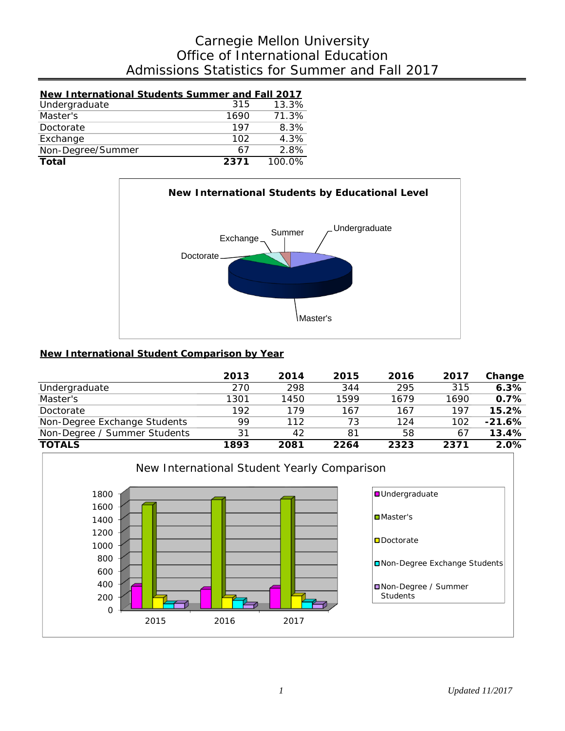# Carnegie Mellon University
## Office of International Education
## Admissions Statistics for Summer and Fall 2017

| New International Students Summer and Fall 2017 | | |
|---|---|---|
| Undergraduate | 315 | 13.3% |
| Master's | 1690 | 71.3% |
| Doctorate | 197 | 8.3% |
| Exchange | 102 | 4.3% |
| Non-Degree/Summer | 67 | 2.8% |
| **Total** | **2371** | 100.0% |

**New International Students by Educational Level**

**New International Student Comparison by Year**

| | 2013 | 2014 | 2015 | 2016 | 2017 | Change |
|---|---|---|---|---|---|---|
| Undergraduate | 270 | 298 | 344 | 295 | 315 | **6.3%** |
| Master's | 1301 | 1450 | 1599 | 1679 | 1690 | **0.7%** |
| Doctorate | 192 | 179 | 167 | 167 | 197 | **15.2%** |
| Non-Degree Exchange Students | 99 | 112 | 73 | 124 | 102 | **-21.6%** |
| Non-Degree / Summer Students | 31 | 42 | 81 | 58 | 67 | **13.4%** |
| **TOTALS** | **1893** | **2081** | **2264** | **2323** | **2371** | **2.0%** |

New International Student Yearly Comparison

Updated 11/2017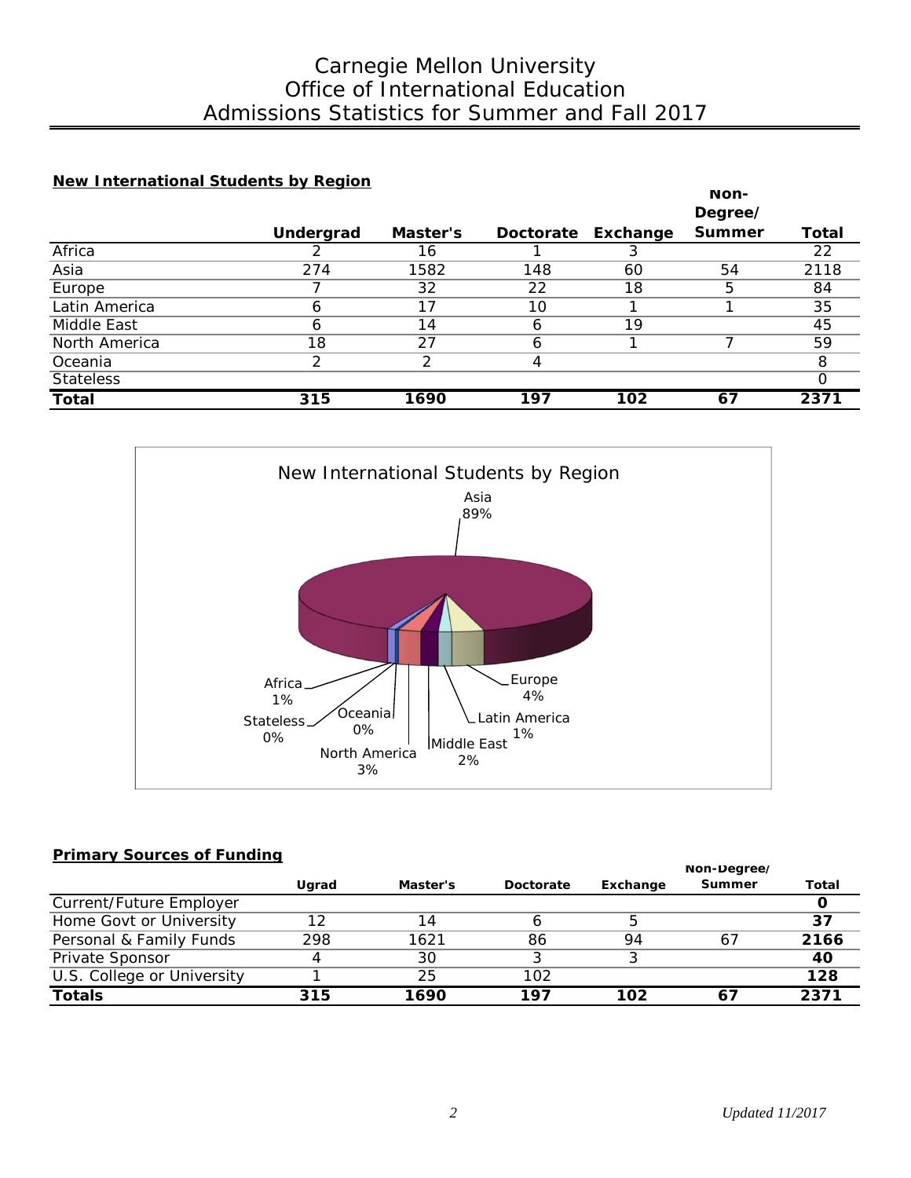# Carnegie Mellon University
# Office of International Education
# Admissions Statistics for Summer and Fall 2017

**New International Students by Region**

| | Undergrad | Master's | Doctorate | Exchange | Non-Degree/ Summer | Total |
|---|---|---|---|---|---|---|
| Africa | 2 | 16 | 1 | 3 | | 22 |
| Asia | 274 | 1582 | 148 | 60 | 54 | 2118 |
| Europe | 7 | 32 | 22 | 18 | 5 | 84 |
| Latin America | 6 | 17 | 10 | 1 | 1 | 35 |
| Middle East | 6 | 14 | 6 | 19 | | 45 |
| North America | 18 | 27 | 6 | 1 | 7 | 59 |
| Oceania | 2 | 2 | 4 | | | 8 |
| Stateless | | | | | | 0 |
| **Total** | **315** | **1690** | **197** | **102** | **67** | **2371** |

New International Students by Region

Asia 89%, Europe 4%, Latin America 1%, Middle East 2%, North America 3%, Oceania 0%, Stateless 0%, Africa 1%

**Primary Sources of Funding**

| | Ugrad | Master's | Doctorate | Exchange | Non-Degree/ Summer | Total |
|---|---|---|---|---|---|---|
| Current/Future Employer | | | | | | **0** |
| Home Govt or University | 12 | 14 | 6 | 5 | | **37** |
| Personal & Family Funds | 298 | 1621 | 86 | 94 | 67 | **2166** |
| Private Sponsor | 4 | 30 | 3 | 3 | | **40** |
| U.S. College or University | 1 | 25 | 102 | | | **128** |
| **Totals** | **315** | **1690** | **197** | **102** | **67** | **2371** |

*Updated 11/2017*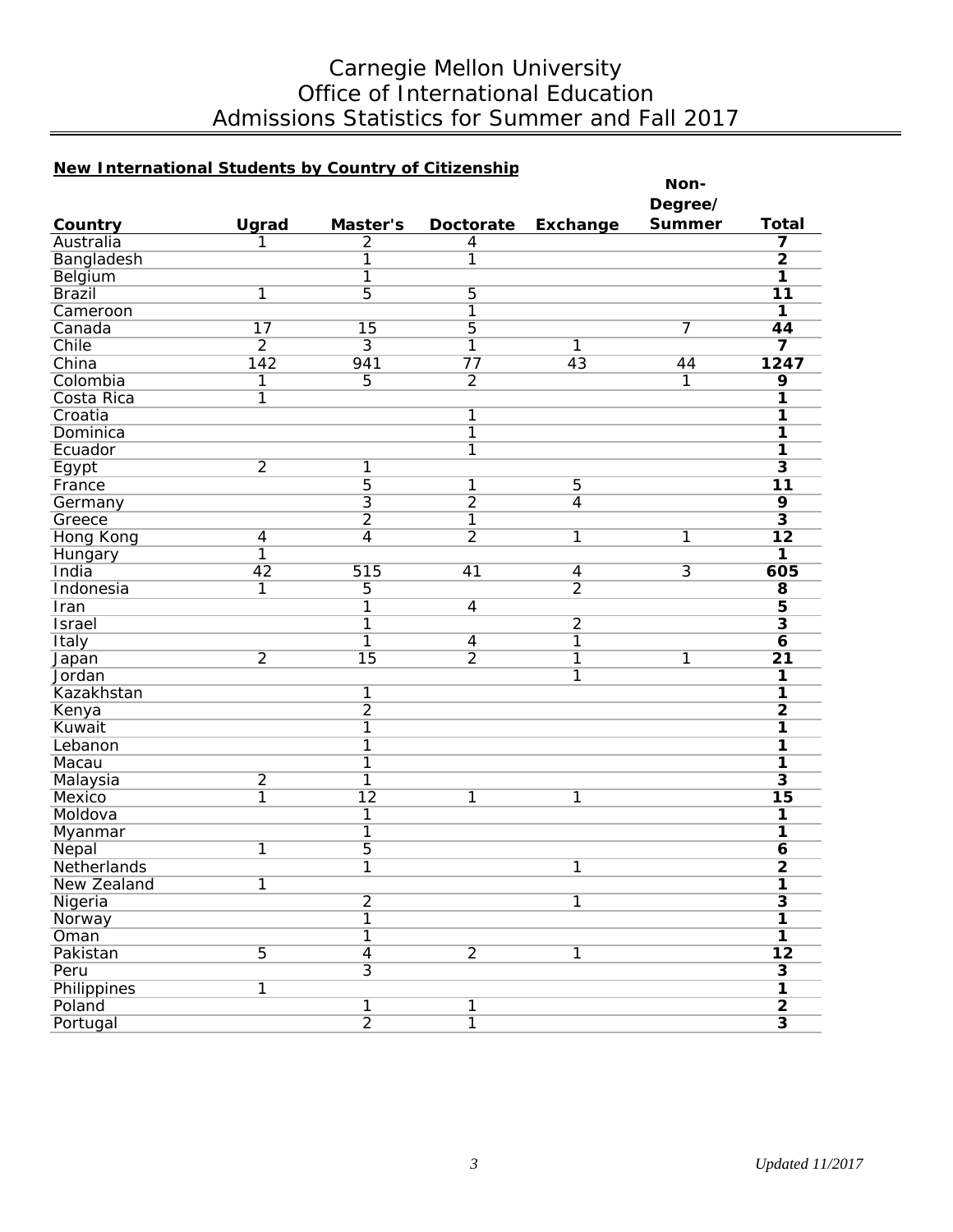# Carnegie Mellon University
## Office of International Education
## Admissions Statistics for Summer and Fall 2017

**New International Students by Country of Citizenship**

| Country | Ugrad | Master's | Doctorate | Exchange | Non-Degree/ Summer | Total |
|---|---|---|---|---|---|---|
| Australia | 1 | 2 | 4 | | | **7** |
| Bangladesh | | 1 | 1 | | | **2** |
| Belgium | | 1 | | | | **1** |
| Brazil | 1 | 5 | 5 | | | **11** |
| Cameroon | | | 1 | | | **1** |
| Canada | 17 | 15 | 5 | | 7 | **44** |
| Chile | 2 | 3 | 1 | 1 | | **7** |
| China | 142 | 941 | 77 | 43 | 44 | **1247** |
| Colombia | 1 | 5 | 2 | | 1 | **9** |
| Costa Rica | 1 | | | | | **1** |
| Croatia | | | 1 | | | **1** |
| Dominica | | | 1 | | | **1** |
| Ecuador | | | 1 | | | **1** |
| Egypt | 2 | 1 | | | | **3** |
| France | | 5 | 1 | 5 | | **11** |
| Germany | | 3 | 2 | 4 | | **9** |
| Greece | | 2 | 1 | | | **3** |
| Hong Kong | 4 | 4 | 2 | 1 | 1 | **12** |
| Hungary | 1 | | | | | **1** |
| India | 42 | 515 | 41 | 4 | 3 | **605** |
| Indonesia | 1 | 5 | | 2 | | **8** |
| Iran | | 1 | 4 | | | **5** |
| Israel | | 1 | | 2 | | **3** |
| Italy | | 1 | 4 | 1 | | **6** |
| Japan | 2 | 15 | 2 | 1 | 1 | **21** |
| Jordan | | | | 1 | | **1** |
| Kazakhstan | | 1 | | | | **1** |
| Kenya | | 2 | | | | **2** |
| Kuwait | | 1 | | | | **1** |
| Lebanon | | 1 | | | | **1** |
| Macau | | 1 | | | | **1** |
| Malaysia | 2 | 1 | | | | **3** |
| Mexico | 1 | 12 | 1 | 1 | | **15** |
| Moldova | | 1 | | | | **1** |
| Myanmar | | 1 | | | | **1** |
| Nepal | 1 | 5 | | | | **6** |
| Netherlands | | 1 | | 1 | | **2** |
| New Zealand | 1 | | | | | **1** |
| Nigeria | | 2 | | 1 | | **3** |
| Norway | | 1 | | | | **1** |
| Oman | | 1 | | | | **1** |
| Pakistan | 5 | 4 | 2 | 1 | | **12** |
| Peru | | 3 | | | | **3** |
| Philippines | 1 | | | | | **1** |
| Poland | | 1 | 1 | | | **2** |
| Portugal | | 2 | 1 | | | **3** |

*Updated 11/2017*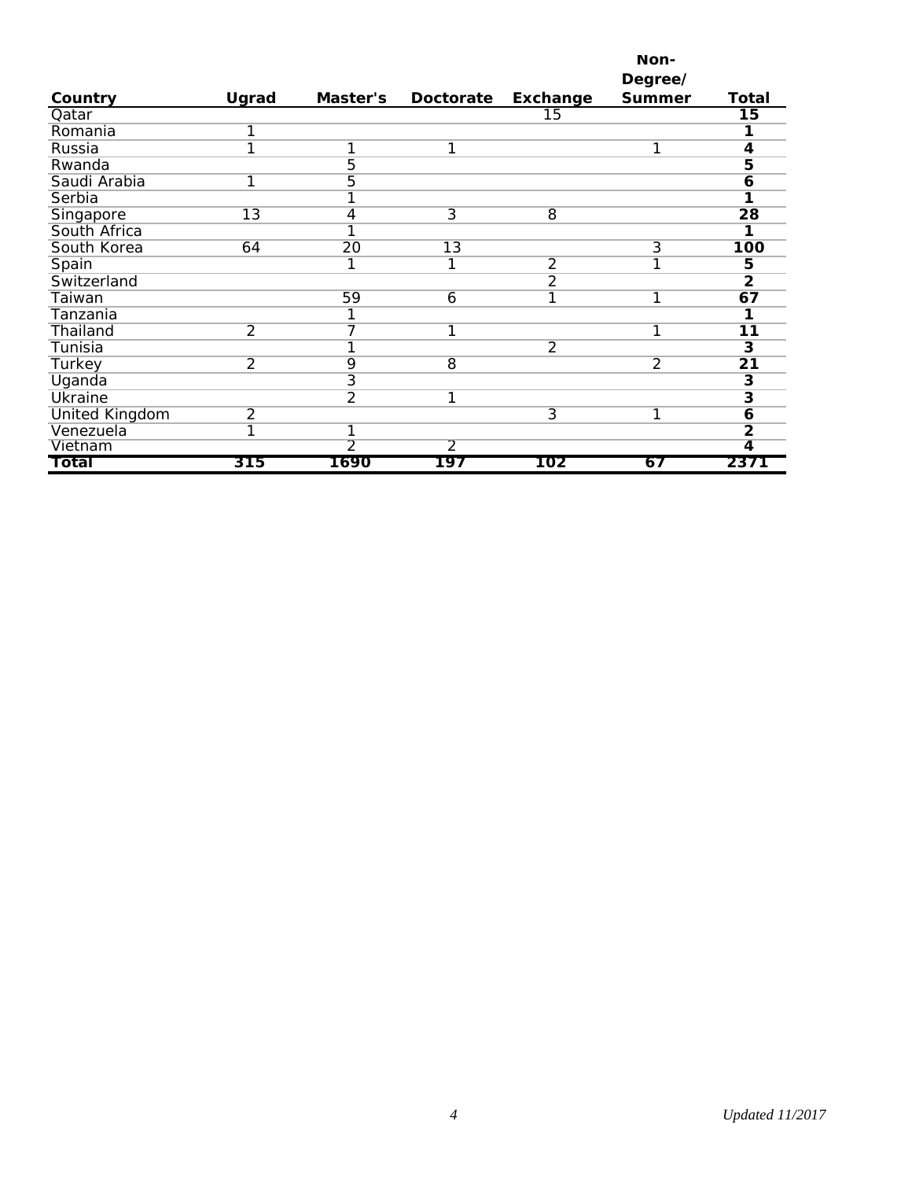| Country | Ugrad | Master's | Doctorate | Exchange | Non-Degree/ Summer | Total |
|---|---|---|---|---|---|---|
| Qatar | | | | 15 | | **15** |
| Romania | 1 | | | | | **1** |
| Russia | 1 | 1 | 1 | | 1 | **4** |
| Rwanda | | 5 | | | | **5** |
| Saudi Arabia | 1 | 5 | | | | **6** |
| Serbia | | 1 | | | | **1** |
| Singapore | 13 | 4 | 3 | 8 | | **28** |
| South Africa | | 1 | | | | **1** |
| South Korea | 64 | 20 | 13 | | 3 | **100** |
| Spain | | 1 | 1 | 2 | 1 | **5** |
| Switzerland | | | | 2 | | **2** |
| Taiwan | | 59 | 6 | 1 | 1 | **67** |
| Tanzania | | 1 | | | | **1** |
| Thailand | 2 | 7 | 1 | | 1 | **11** |
| Tunisia | | 1 | | 2 | | **3** |
| Turkey | 2 | 9 | 8 | | 2 | **21** |
| Uganda | | 3 | | | | **3** |
| Ukraine | | 2 | 1 | | | **3** |
| United Kingdom | 2 | | | 3 | 1 | **6** |
| Venezuela | 1 | 1 | | | | **2** |
| Vietnam | | 2 | 2 | | | **4** |
| **Total** | **315** | **1690** | **197** | **102** | **67** | **2371** |

*Updated 11/2017*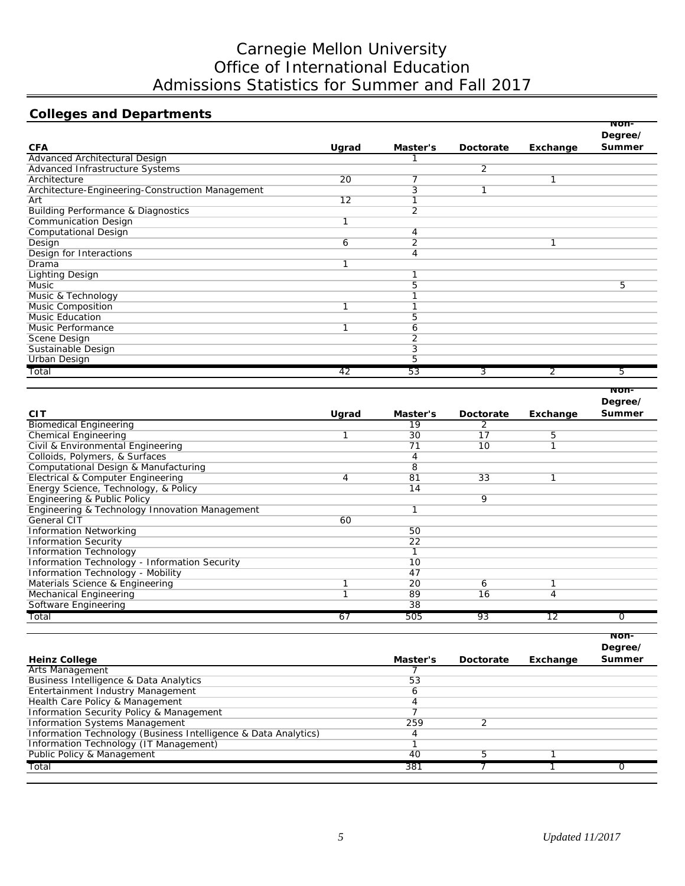# Carnegie Mellon University
# Office of International Education
# Admissions Statistics for Summer and Fall 2017

## Colleges and Departments

| CFA | Ugrad | Master's | Doctorate | Exchange | Non-Degree/ Summer |
|---|---|---|---|---|---|
| Advanced Architectural Design | | 1 | | | |
| Advanced Infrastructure Systems | | | 2 | | |
| Architecture | 20 | 7 | | 1 | |
| Architecture-Engineering-Construction Management | | 3 | 1 | | |
| Art | 12 | 1 | | | |
| Building Performance & Diagnostics | | 2 | | | |
| Communication Design | 1 | | | | |
| Computational Design | | 4 | | | |
| Design | 6 | 2 | | 1 | |
| Design for Interactions | | 4 | | | |
| Drama | 1 | | | | |
| Lighting Design | | 1 | | | |
| Music | | 5 | | | 5 |
| Music & Technology | | 1 | | | |
| Music Composition | 1 | 1 | | | |
| Music Education | | 5 | | | |
| Music Performance | 1 | 6 | | | |
| Scene Design | | 2 | | | |
| Sustainable Design | | 3 | | | |
| Urban Design | | 5 | | | |
| Total | 42 | 53 | 3 | 2 | 5 |

| CIT | Ugrad | Master's | Doctorate | Exchange | Non-Degree/ Summer |
|---|---|---|---|---|---|
| Biomedical Engineering | | 19 | 2 | | |
| Chemical Engineering | 1 | 30 | 17 | 5 | |
| Civil & Environmental Engineering | | 71 | 10 | 1 | |
| Colloids, Polymers, & Surfaces | | 4 | | | |
| Computational Design & Manufacturing | | 8 | | | |
| Electrical & Computer Engineering | 4 | 81 | 33 | 1 | |
| Energy Science, Technology, & Policy | | 14 | | | |
| Engineering & Public Policy | | | 9 | | |
| Engineering & Technology Innovation Management | | 1 | | | |
| General CIT | 60 | | | | |
| Information Networking | | 50 | | | |
| Information Security | | 22 | | | |
| Information Technology | | 1 | | | |
| Information Technology - Information Security | | 10 | | | |
| Information Technology - Mobility | | 47 | | | |
| Materials Science & Engineering | 1 | 20 | 6 | 1 | |
| Mechanical Engineering | 1 | 89 | 16 | 4 | |
| Software Engineering | | 38 | | | |
| Total | 67 | 505 | 93 | 12 | 0 |

| Heinz College | Master's | Doctorate | Exchange | Non-Degree/ Summer |
|---|---|---|---|---|
| Arts Management | 7 | | | |
| Business Intelligence & Data Analytics | 53 | | | |
| Entertainment Industry Management | 6 | | | |
| Health Care Policy & Management | 4 | | | |
| Information Security Policy & Management | 7 | | | |
| Information Systems Management | 259 | 2 | | |
| Information Technology (Business Intelligence & Data Analytics) | 4 | | | |
| Information Technology (IT Management) | 1 | | | |
| Public Policy & Management | 40 | 5 | 1 | |
| Total | 381 | 7 | 1 | 0 |

*Updated 11/2017*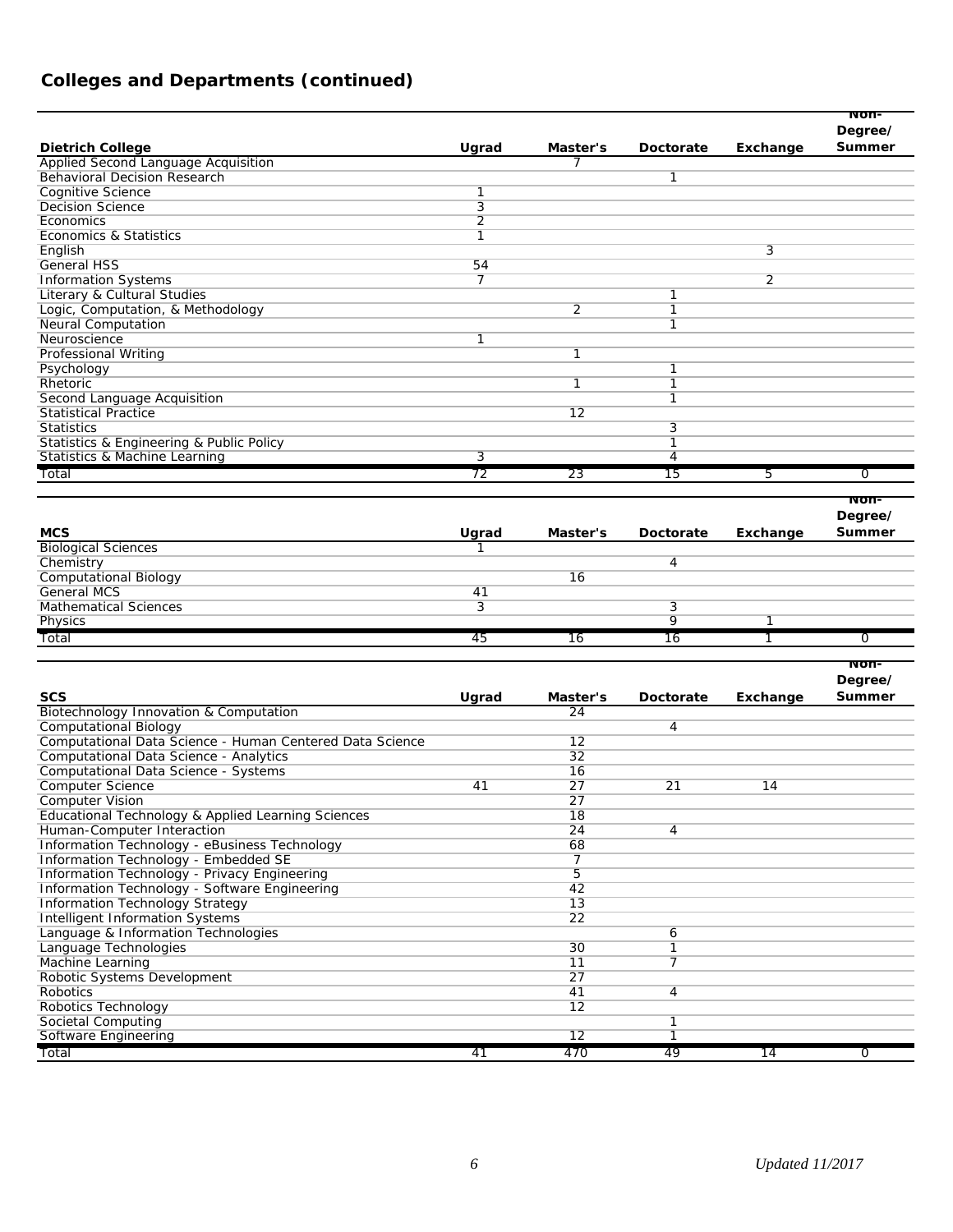## Colleges and Departments (continued)

| Dietrich College | Ugrad | Master's | Doctorate | Exchange | Non-Degree/ Summer |
|---|---|---|---|---|---|
| Applied Second Language Acquisition | | 7 | | | |
| Behavioral Decision Research | | | 1 | | |
| Cognitive Science | 1 | | | | |
| Decision Science | 3 | | | | |
| Economics | 2 | | | | |
| Economics & Statistics | 1 | | | | |
| English | | | | 3 | |
| General HSS | 54 | | | | |
| Information Systems | 7 | | | 2 | |
| Literary & Cultural Studies | | | 1 | | |
| Logic, Computation, & Methodology | | 2 | 1 | | |
| Neural Computation | | | 1 | | |
| Neuroscience | 1 | | | | |
| Professional Writing | | 1 | | | |
| Psychology | | | 1 | | |
| Rhetoric | | 1 | 1 | | |
| Second Language Acquisition | | | 1 | | |
| Statistical Practice | | 12 | | | |
| Statistics | | | 3 | | |
| Statistics & Engineering & Public Policy | | | 1 | | |
| Statistics & Machine Learning | 3 | | 4 | | |
| Total | 72 | 23 | 15 | 5 | 0 |

| MCS | Ugrad | Master's | Doctorate | Exchange | Non-Degree/ Summer |
|---|---|---|---|---|---|
| Biological Sciences | 1 | | | | |
| Chemistry | | | 4 | | |
| Computational Biology | | 16 | | | |
| General MCS | 41 | | | | |
| Mathematical Sciences | 3 | | 3 | | |
| Physics | | | 9 | 1 | |
| Total | 45 | 16 | 16 | 1 | 0 |

| SCS | Ugrad | Master's | Doctorate | Exchange | Non-Degree/ Summer |
|---|---|---|---|---|---|
| Biotechnology Innovation & Computation | | 24 | | | |
| Computational Biology | | | 4 | | |
| Computational Data Science - Human Centered Data Science | | 12 | | | |
| Computational Data Science - Analytics | | 32 | | | |
| Computational Data Science - Systems | | 16 | | | |
| Computer Science | 41 | 27 | 21 | 14 | |
| Computer Vision | | 27 | | | |
| Educational Technology & Applied Learning Sciences | | 18 | | | |
| Human-Computer Interaction | | 24 | 4 | | |
| Information Technology - eBusiness Technology | | 68 | | | |
| Information Technology - Embedded SE | | 7 | | | |
| Information Technology - Privacy Engineering | | 5 | | | |
| Information Technology - Software Engineering | | 42 | | | |
| Information Technology Strategy | | 13 | | | |
| Intelligent Information Systems | | 22 | | | |
| Language & Information Technologies | | | 6 | | |
| Language Technologies | | 30 | 1 | | |
| Machine Learning | | 11 | 7 | | |
| Robotic Systems Development | | 27 | | | |
| Robotics | | 41 | 4 | | |
| Robotics Technology | | 12 | | | |
| Societal Computing | | | 1 | | |
| Software Engineering | | 12 | 1 | | |
| Total | 41 | 470 | 49 | 14 | 0 |

*Updated 11/2017*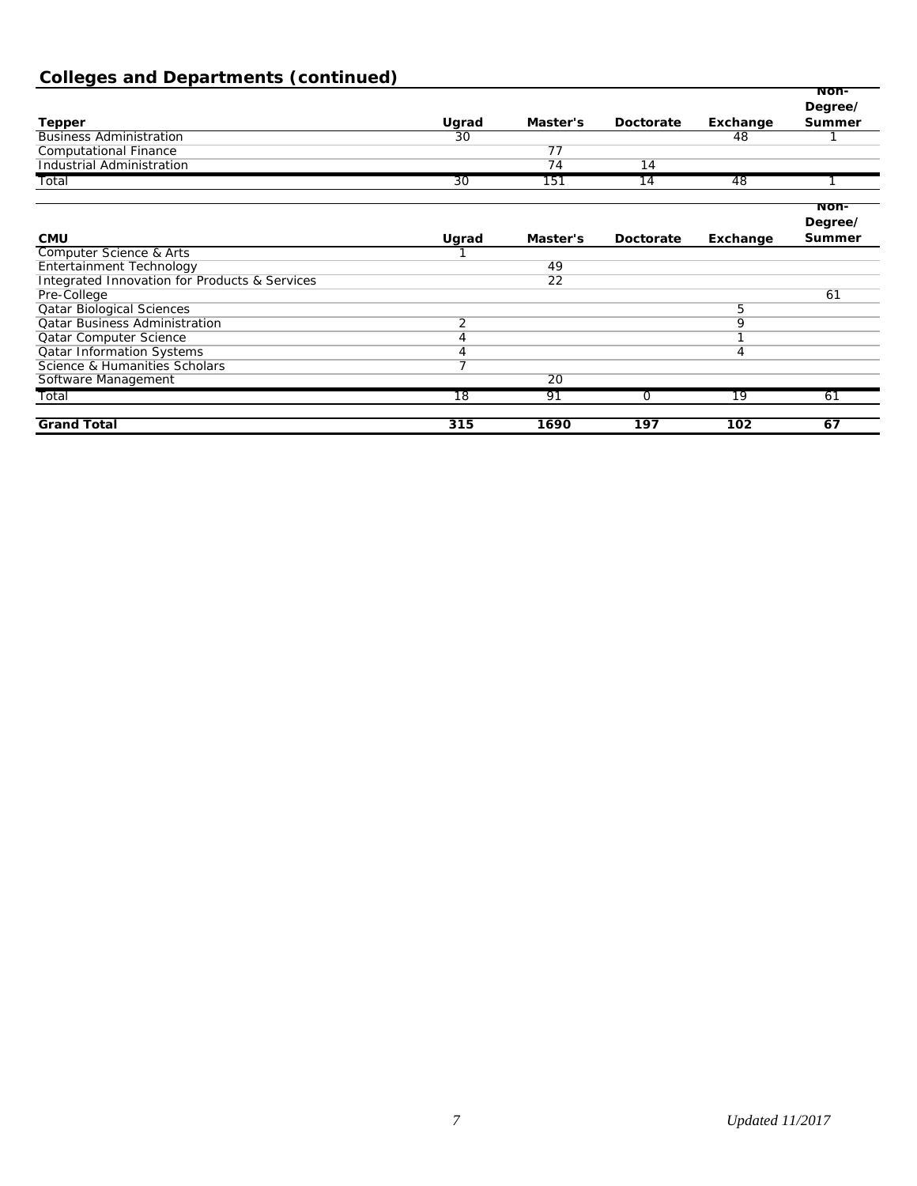## Colleges and Departments (continued)

| Tepper | Ugrad | Master's | Doctorate | Exchange | Non-Degree/ Summer |
|---|---|---|---|---|---|
| Business Administration | 30 | | | 48 | 1 |
| Computational Finance | | 77 | | | |
| Industrial Administration | | 74 | 14 | | |
| Total | 30 | 151 | 14 | 48 | 1 |

| CMU | Ugrad | Master's | Doctorate | Exchange | Non-Degree/ Summer |
|---|---|---|---|---|---|
| Computer Science & Arts | 1 | | | | |
| Entertainment Technology | | 49 | | | |
| Integrated Innovation for Products & Services | | 22 | | | |
| Pre-College | | | | | 61 |
| Qatar Biological Sciences | | | | 5 | |
| Qatar Business Administration | 2 | | | 9 | |
| Qatar Computer Science | 4 | | | 1 | |
| Qatar Information Systems | 4 | | | 4 | |
| Science & Humanities Scholars | 7 | | | | |
| Software Management | | 20 | | | |
| Total | 18 | 91 | 0 | 19 | 61 |
| **Grand Total** | **315** | **1690** | **197** | **102** | **67** |

*Updated 11/2017*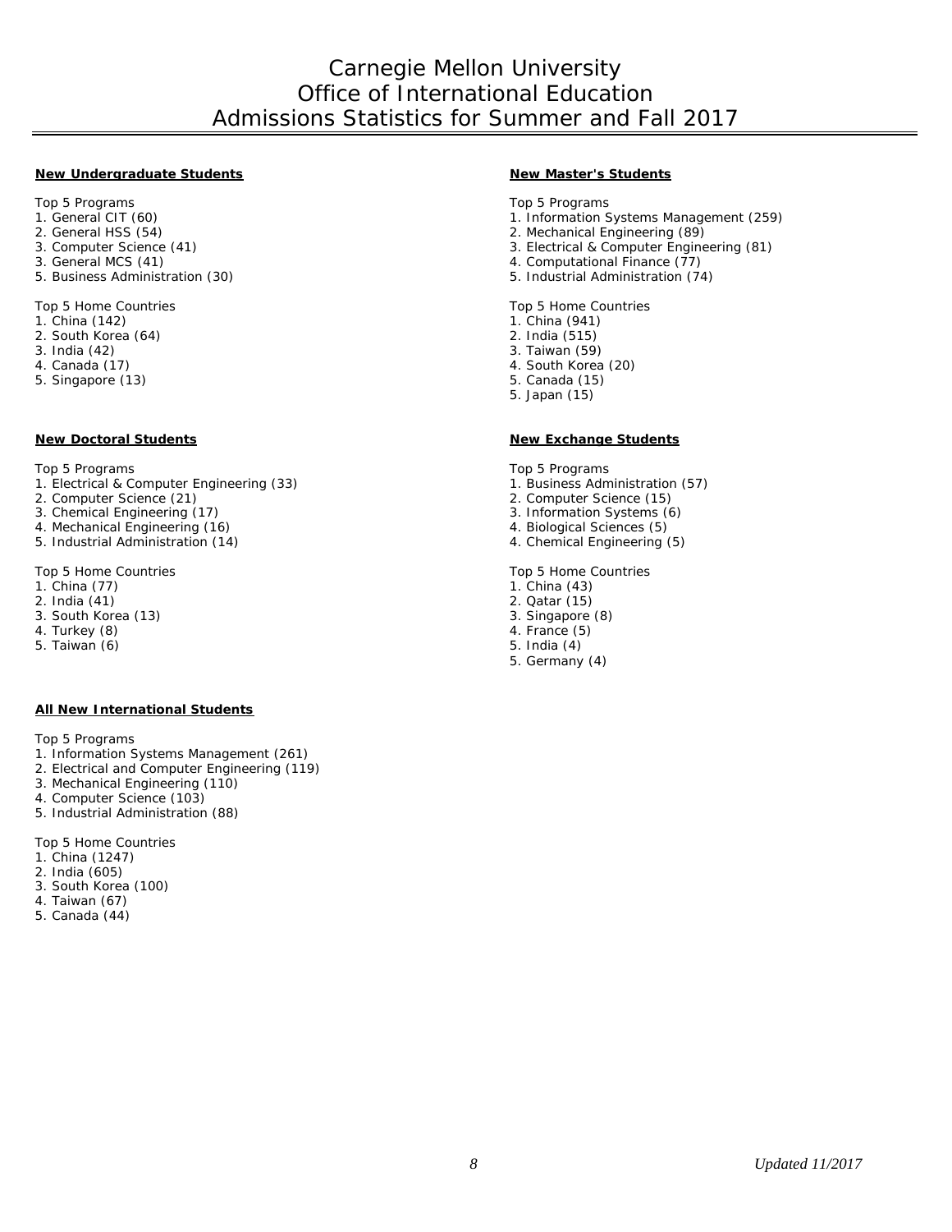# Carnegie Mellon University
# Office of International Education
# Admissions Statistics for Summer and Fall 2017

## New Undergraduate Students

Top 5 Programs
1. General CIT (60)
2. General HSS (54)
3. Computer Science (41)
3. General MCS (41)
5. Business Administration (30)

Top 5 Home Countries
1. China (142)
2. South Korea (64)
3. India (42)
4. Canada (17)
5. Singapore (13)

## New Master's Students

Top 5 Programs
1. Information Systems Management (259)
2. Mechanical Engineering (89)
3. Electrical & Computer Engineering (81)
4. Computational Finance (77)
5. Industrial Administration (74)

Top 5 Home Countries
1. China (941)
2. India (515)
3. Taiwan (59)
4. South Korea (20)
5. Canada (15)
5. Japan (15)

## New Doctoral Students

Top 5 Programs
1. Electrical & Computer Engineering (33)
2. Computer Science (21)
3. Chemical Engineering (17)
4. Mechanical Engineering (16)
5. Industrial Administration (14)

Top 5 Home Countries
1. China (77)
2. India (41)
3. South Korea (13)
4. Turkey (8)
5. Taiwan (6)

## New Exchange Students

Top 5 Programs
1. Business Administration (57)
2. Computer Science (15)
3. Information Systems (6)
4. Biological Sciences (5)
4. Chemical Engineering (5)

Top 5 Home Countries
1. China (43)
2. Qatar (15)
3. Singapore (8)
4. France (5)
5. India (4)
5. Germany (4)

## All New International Students

Top 5 Programs
1. Information Systems Management (261)
2. Electrical and Computer Engineering (119)
3. Mechanical Engineering (110)
4. Computer Science (103)
5. Industrial Administration (88)

Top 5 Home Countries
1. China (1247)
2. India (605)
3. South Korea (100)
4. Taiwan (67)
5. Canada (44)

*Updated 11/2017*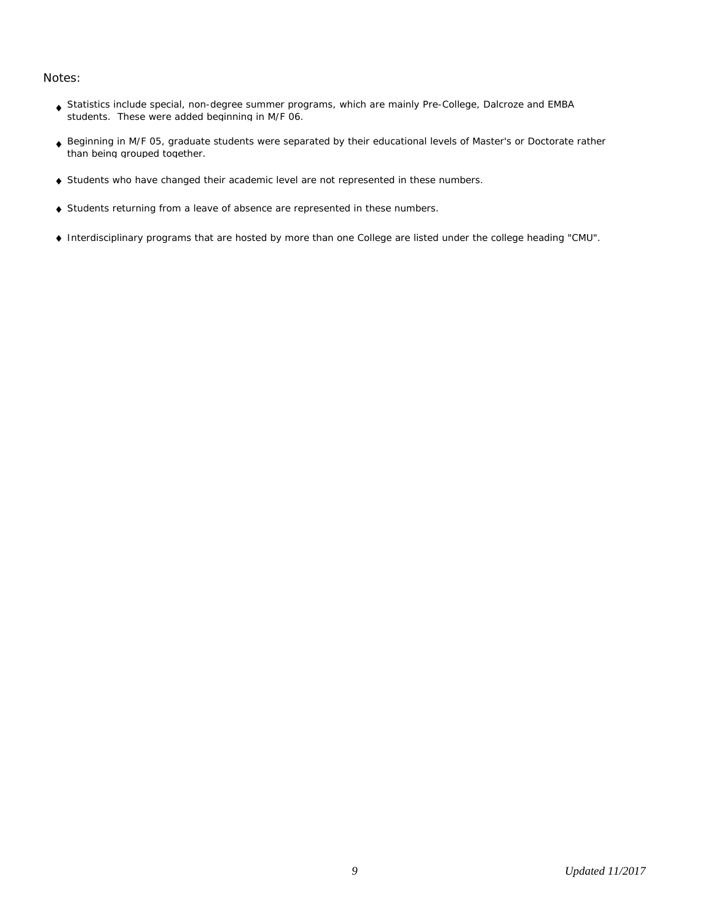Notes:

- Statistics include special, non-degree summer programs, which are mainly Pre-College, Dalcroze and EMBA students.  These were added beginning in M/F 06.
- Beginning in M/F 05, graduate students were separated by their educational levels of Master's or Doctorate rather than being grouped together.
- Students who have changed their academic level are not represented in these numbers.
- Students returning from a leave of absence are represented in these numbers.
- Interdisciplinary programs that are hosted by more than one College are listed under the college heading "CMU".